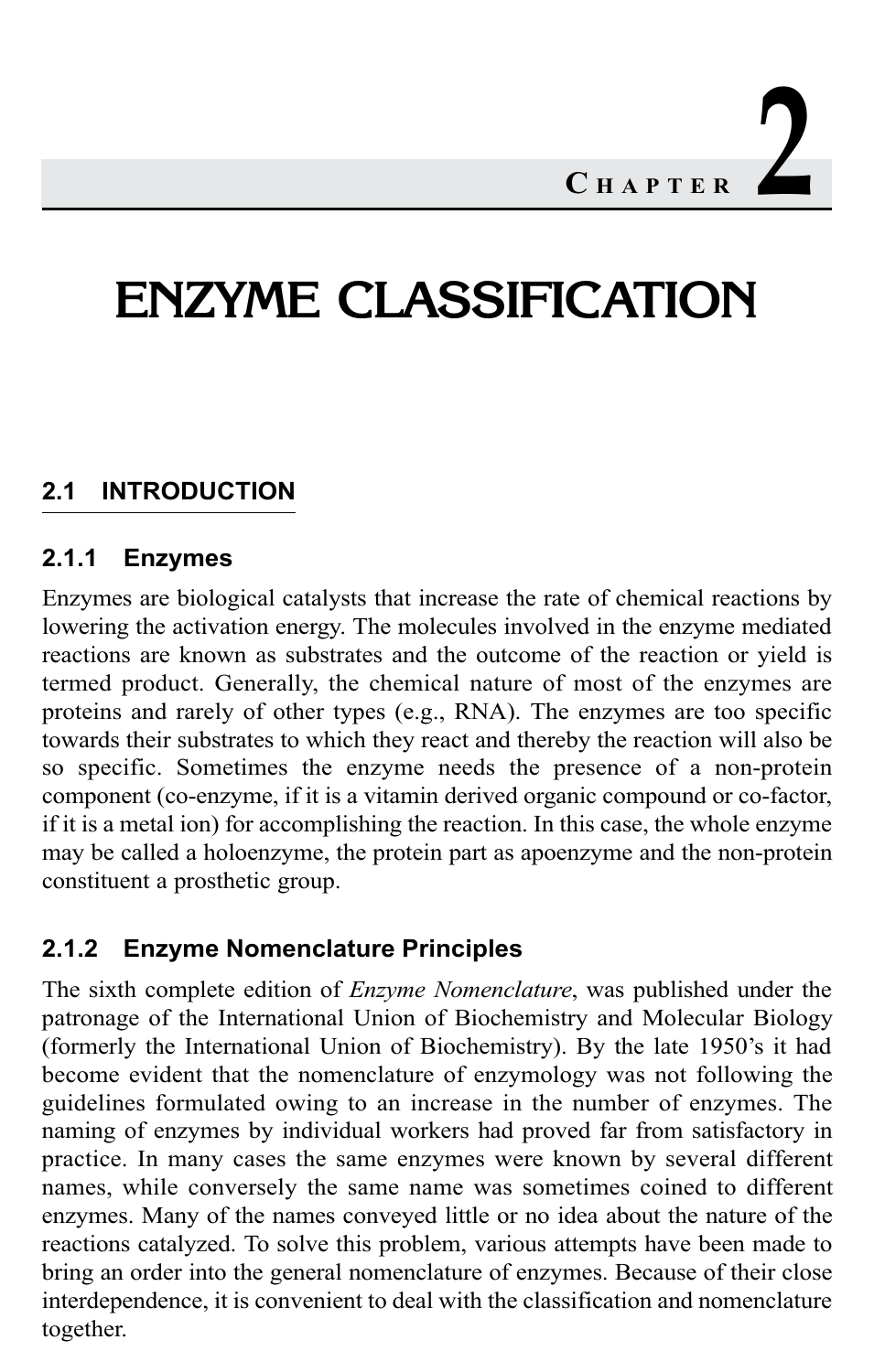# Chapter 2

# ENZYME CLASSIFICATION

## 2.1 INTRODUCTION

### 2.1.1 Enzymes

Enzymes are biological catalysts that increase the rate of chemical reactions by lowering the activation energy. The molecules involved in the enzyme mediated reactions are known as substrates and the outcome of the reaction or yield is termed product. Generally, the chemical nature of most of the enzymes are proteins and rarely of other types (e.g., RNA). The enzymes are too specific towards their substrates to which they react and thereby the reaction will also be so specific. Sometimes the enzyme needs the presence of a non-protein component (co-enzyme, if it is a vitamin derived organic compound or co-factor, if it is a metal ion) for accomplishing the reaction. In this case, the whole enzyme may be called a holoenzyme, the protein part as apoenzyme and the non-protein constituent a prosthetic group.

### 2.1.2 Enzyme Nomenclature Principles

The sixth complete edition of *Enzyme Nomenclature*, was published under the patronage of the International Union of Biochemistry and Molecular Biology (formerly the International Union of Biochemistry). By the late 1950's it had become evident that the nomenclature of enzymology was not following the guidelines formulated owing to an increase in the number of enzymes. The naming of enzymes by individual workers had proved far from satisfactory in practice. In many cases the same enzymes were known by several different names, while conversely the same name was sometimes coined to different enzymes. Many of the names conveyed little or no idea about the nature of the reactions catalyzed. To solve this problem, various attempts have been made to bring an order into the general nomenclature of enzymes. Because of their close interdependence, it is convenient to deal with the classification and nomenclature together.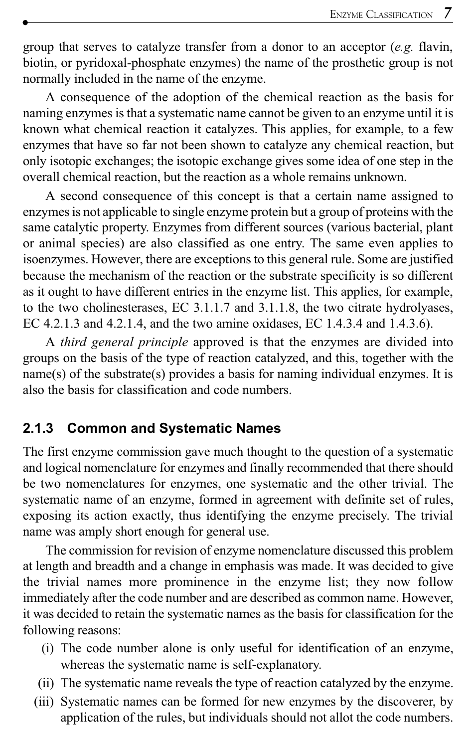group that serves to catalyze transfer from a donor to an acceptor (*e.g.* flavin, biotin, or pyridoxal-phosphate enzymes) the name of the prosthetic group is not normally included in the name of the enzyme.

A consequence of the adoption of the chemical reaction as the basis for naming enzymes is that a systematic name cannot be given to an enzyme until it is known what chemical reaction it catalyzes. This applies, for example, to a few enzymes that have so far not been shown to catalyze any chemical reaction, but only isotopic exchanges; the isotopic exchange gives some idea of one step in the overall chemical reaction, but the reaction as a whole remains unknown.

A second consequence of this concept is that a certain name assigned to enzymes is not applicable to single enzyme protein but a group of proteins with the same catalytic property. Enzymes from different sources (various bacterial, plant or animal species) are also classified as one entry. The same even applies to isoenzymes. However, there are exceptions to this general rule. Some are justified because the mechanism of the reaction or the substrate specificity is so different as it ought to have different entries in the enzyme list. This applies, for example, to the two cholinesterases, EC 3.1.1.7 and 3.1.1.8, the two citrate hydrolyases, EC 4.2.1.3 and 4.2.1.4, and the two amine oxidases, EC 1.4.3.4 and 1.4.3.6).

A *third general principle* approved is that the enzymes are divided into groups on the basis of the type of reaction catalyzed, and this, together with the name(s) of the substrate(s) provides a basis for naming individual enzymes. It is also the basis for classification and code numbers.

### 2.1.3 Common and Systematic Names

The first enzyme commission gave much thought to the question of a systematic and logical nomenclature for enzymes and finally recommended that there should be two nomenclatures for enzymes, one systematic and the other trivial. The systematic name of an enzyme, formed in agreement with definite set of rules, exposing its action exactly, thus identifying the enzyme precisely. The trivial name was amply short enough for general use.

The commission for revision of enzyme nomenclature discussed this problem at length and breadth and a change in emphasis was made. It was decided to give the trivial names more prominence in the enzyme list; they now follow immediately after the code number and are described as common name. However, it was decided to retain the systematic names as the basis for classification for the following reasons:

(i) The code number alone is only useful for identification of an enzyme, whereas the systematic name is self-explanatory.

(ii) The systematic name reveals the type of reaction catalyzed by the enzyme.

(iii) Systematic names can be formed for new enzymes by the discoverer, by application of the rules, but individuals should not allot the code numbers.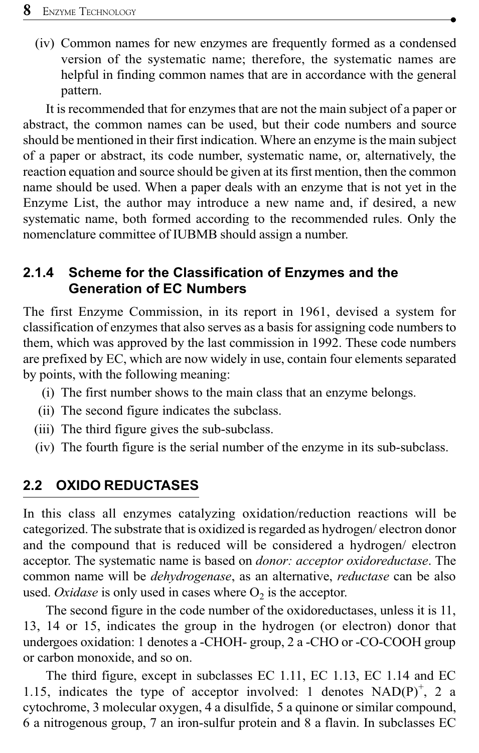(iv) Common names for new enzymes are frequently formed as a condensed version of the systematic name; therefore, the systematic names are helpful in finding common names that are in accordance with the general pattern.

It is recommended that for enzymes that are not the main subject of a paper or abstract, the common names can be used, but their code numbers and source should be mentioned in their first indication. Where an enzyme is the main subject of a paper or abstract, its code number, systematic name, or, alternatively, the reaction equation and source should be given at its first mention, then the common name should be used. When a paper deals with an enzyme that is not yet in the Enzyme List, the author may introduce a new name and, if desired, a new systematic name, both formed according to the recommended rules. Only the nomenclature committee of IUBMB should assign a number.

### 2.1.4 Scheme for the Classification of Enzymes and the Generation of EC Numbers

The first Enzyme Commission, in its report in 1961, devised a system for classification of enzymes that also serves as a basis for assigning code numbers to them, which was approved by the last commission in 1992. These code numbers are prefixed by EC, which are now widely in use, contain four elements separated by points, with the following meaning:

(i) The first number shows to the main class that an enzyme belongs.
(ii) The second figure indicates the subclass.
(iii) The third figure gives the sub-subclass.
(iv) The fourth figure is the serial number of the enzyme in its sub-subclass.

## 2.2 OXIDO REDUCTASES

In this class all enzymes catalyzing oxidation/reduction reactions will be categorized. The substrate that is oxidized is regarded as hydrogen/ electron donor and the compound that is reduced will be considered a hydrogen/ electron acceptor. The systematic name is based on *donor: acceptor oxidoreductase*. The common name will be *dehydrogenase*, as an alternative, *reductase* can be also used. *Oxidase* is only used in cases where $O_2$ is the acceptor.

The second figure in the code number of the oxidoreductases, unless it is 11, 13, 14 or 15, indicates the group in the hydrogen (or electron) donor that undergoes oxidation: 1 denotes a -CHOH- group, 2 a -CHO or -CO-COOH group or carbon monoxide, and so on.

The third figure, except in subclasses EC 1.11, EC 1.13, EC 1.14 and EC 1.15, indicates the type of acceptor involved: 1 denotes $NAD(P)^+$, 2 a cytochrome, 3 molecular oxygen, 4 a disulfide, 5 a quinone or similar compound, 6 a nitrogenous group, 7 an iron-sulfur protein and 8 a flavin. In subclasses EC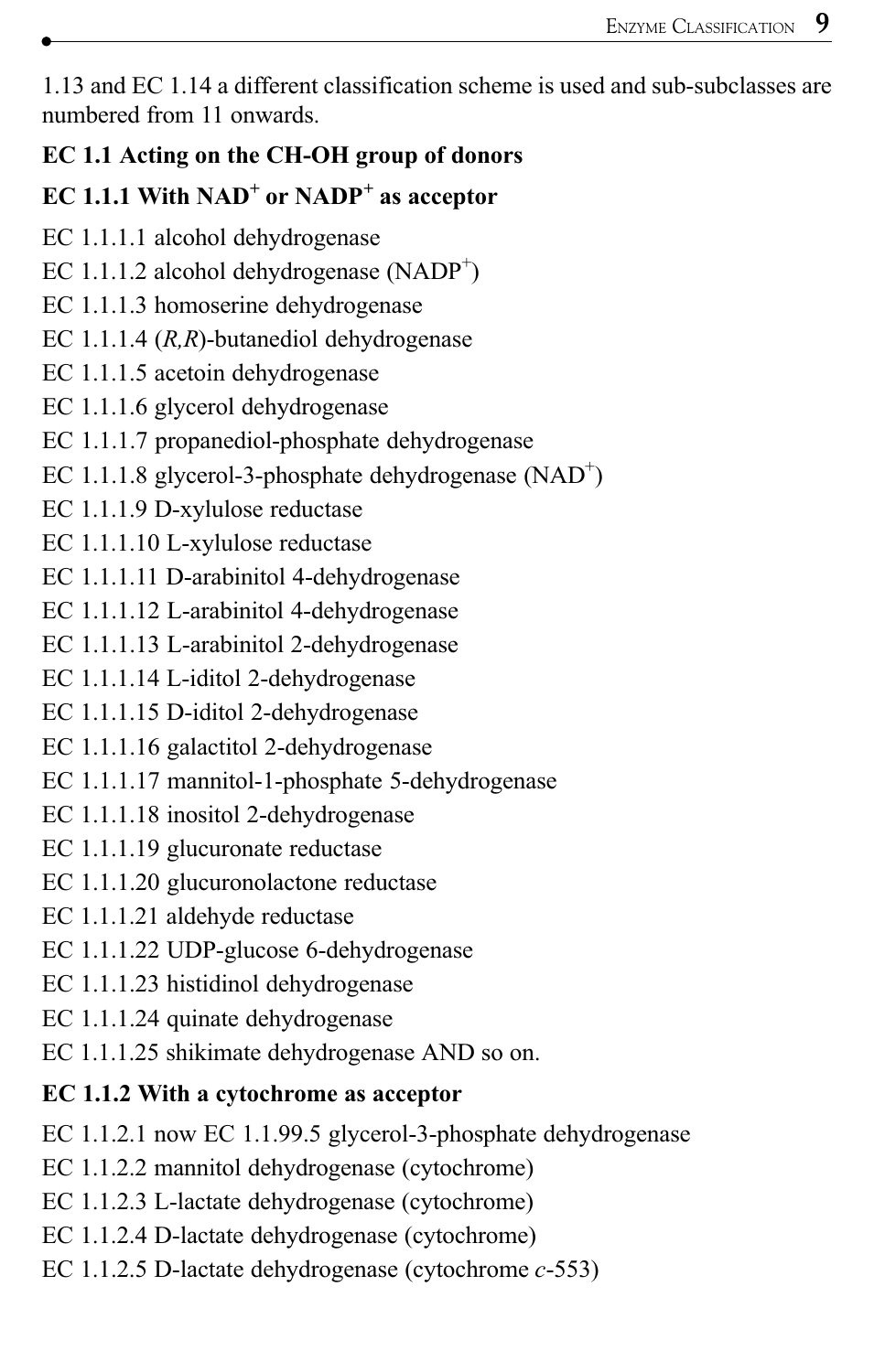1.13 and EC 1.14 a different classification scheme is used and sub-subclasses are numbered from 11 onwards.

**EC 1.1 Acting on the CH-OH group of donors**

**EC 1.1.1 With $NAD^+$ or $NADP^+$ as acceptor**

EC 1.1.1.1 alcohol dehydrogenase
EC 1.1.1.2 alcohol dehydrogenase ($NADP^+$)
EC 1.1.1.3 homoserine dehydrogenase
EC 1.1.1.4 (*R,R*)-butanediol dehydrogenase
EC 1.1.1.5 acetoin dehydrogenase
EC 1.1.1.6 glycerol dehydrogenase
EC 1.1.1.7 propanediol-phosphate dehydrogenase
EC 1.1.1.8 glycerol-3-phosphate dehydrogenase ($NAD^+$)
EC 1.1.1.9 D-xylulose reductase
EC 1.1.1.10 L-xylulose reductase
EC 1.1.1.11 D-arabinitol 4-dehydrogenase
EC 1.1.1.12 L-arabinitol 4-dehydrogenase
EC 1.1.1.13 L-arabinitol 2-dehydrogenase
EC 1.1.1.14 L-iditol 2-dehydrogenase
EC 1.1.1.15 D-iditol 2-dehydrogenase
EC 1.1.1.16 galactitol 2-dehydrogenase
EC 1.1.1.17 mannitol-1-phosphate 5-dehydrogenase
EC 1.1.1.18 inositol 2-dehydrogenase
EC 1.1.1.19 glucuronate reductase
EC 1.1.1.20 glucuronolactone reductase
EC 1.1.1.21 aldehyde reductase
EC 1.1.1.22 UDP-glucose 6-dehydrogenase
EC 1.1.1.23 histidinol dehydrogenase
EC 1.1.1.24 quinate dehydrogenase
EC 1.1.1.25 shikimate dehydrogenase AND so on.

**EC 1.1.2 With a cytochrome as acceptor**

EC 1.1.2.1 now EC 1.1.99.5 glycerol-3-phosphate dehydrogenase
EC 1.1.2.2 mannitol dehydrogenase (cytochrome)
EC 1.1.2.3 L-lactate dehydrogenase (cytochrome)
EC 1.1.2.4 D-lactate dehydrogenase (cytochrome)
EC 1.1.2.5 D-lactate dehydrogenase (cytochrome *c*-553)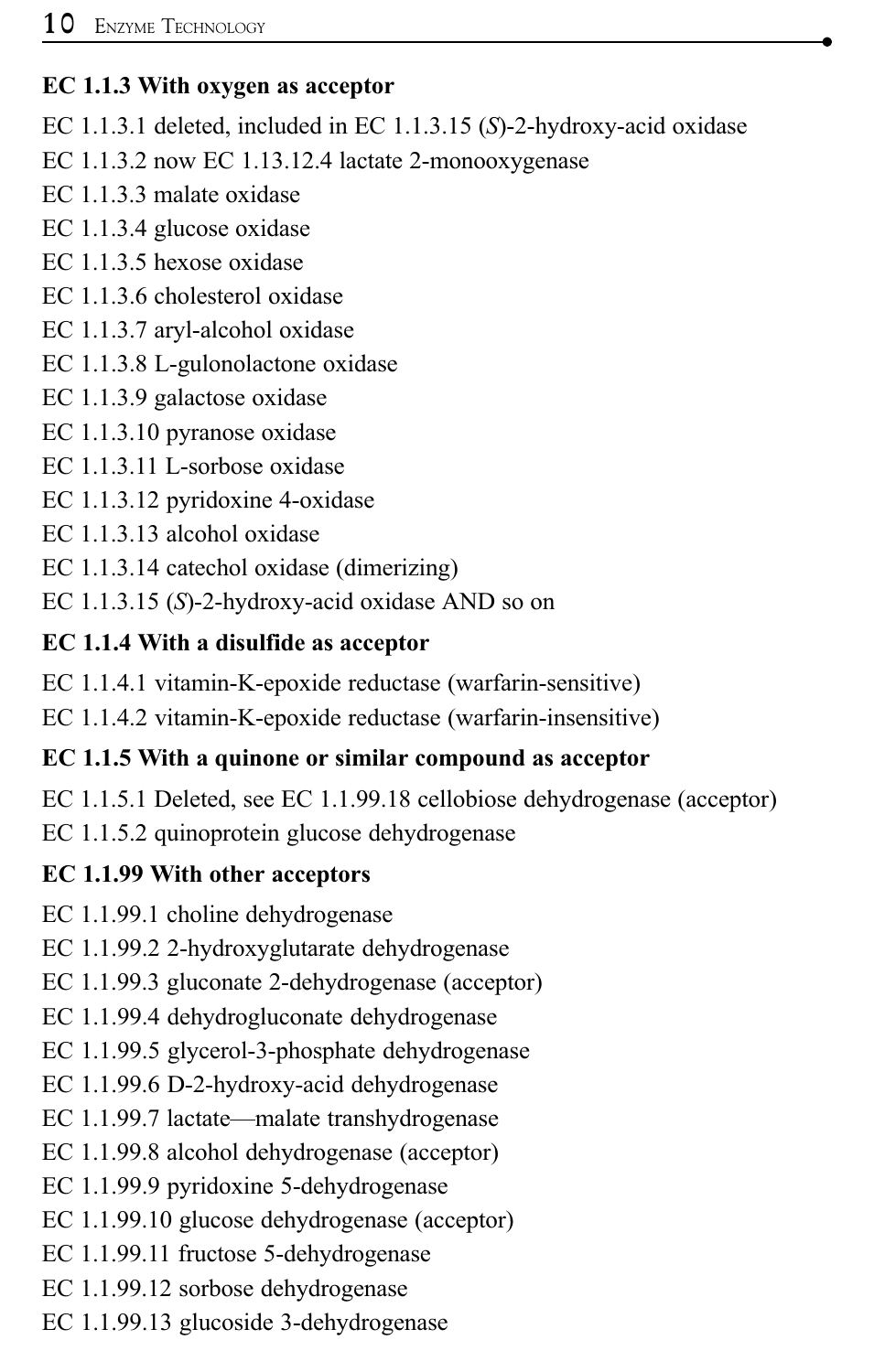**EC 1.1.3 With oxygen as acceptor**

EC 1.1.3.1 deleted, included in EC 1.1.3.15 (*S*)-2-hydroxy-acid oxidase
EC 1.1.3.2 now EC 1.13.12.4 lactate 2-monooxygenase
EC 1.1.3.3 malate oxidase
EC 1.1.3.4 glucose oxidase
EC 1.1.3.5 hexose oxidase
EC 1.1.3.6 cholesterol oxidase
EC 1.1.3.7 aryl-alcohol oxidase
EC 1.1.3.8 L-gulonolactone oxidase
EC 1.1.3.9 galactose oxidase
EC 1.1.3.10 pyranose oxidase
EC 1.1.3.11 L-sorbose oxidase
EC 1.1.3.12 pyridoxine 4-oxidase
EC 1.1.3.13 alcohol oxidase
EC 1.1.3.14 catechol oxidase (dimerizing)
EC 1.1.3.15 (*S*)-2-hydroxy-acid oxidase AND so on

**EC 1.1.4 With a disulfide as acceptor**

EC 1.1.4.1 vitamin-K-epoxide reductase (warfarin-sensitive)
EC 1.1.4.2 vitamin-K-epoxide reductase (warfarin-insensitive)

**EC 1.1.5 With a quinone or similar compound as acceptor**

EC 1.1.5.1 Deleted, see EC 1.1.99.18 cellobiose dehydrogenase (acceptor)
EC 1.1.5.2 quinoprotein glucose dehydrogenase

**EC 1.1.99 With other acceptors**

EC 1.1.99.1 choline dehydrogenase
EC 1.1.99.2 2-hydroxyglutarate dehydrogenase
EC 1.1.99.3 gluconate 2-dehydrogenase (acceptor)
EC 1.1.99.4 dehydrogluconate dehydrogenase
EC 1.1.99.5 glycerol-3-phosphate dehydrogenase
EC 1.1.99.6 D-2-hydroxy-acid dehydrogenase
EC 1.1.99.7 lactate—malate transhydrogenase
EC 1.1.99.8 alcohol dehydrogenase (acceptor)
EC 1.1.99.9 pyridoxine 5-dehydrogenase
EC 1.1.99.10 glucose dehydrogenase (acceptor)
EC 1.1.99.11 fructose 5-dehydrogenase
EC 1.1.99.12 sorbose dehydrogenase
EC 1.1.99.13 glucoside 3-dehydrogenase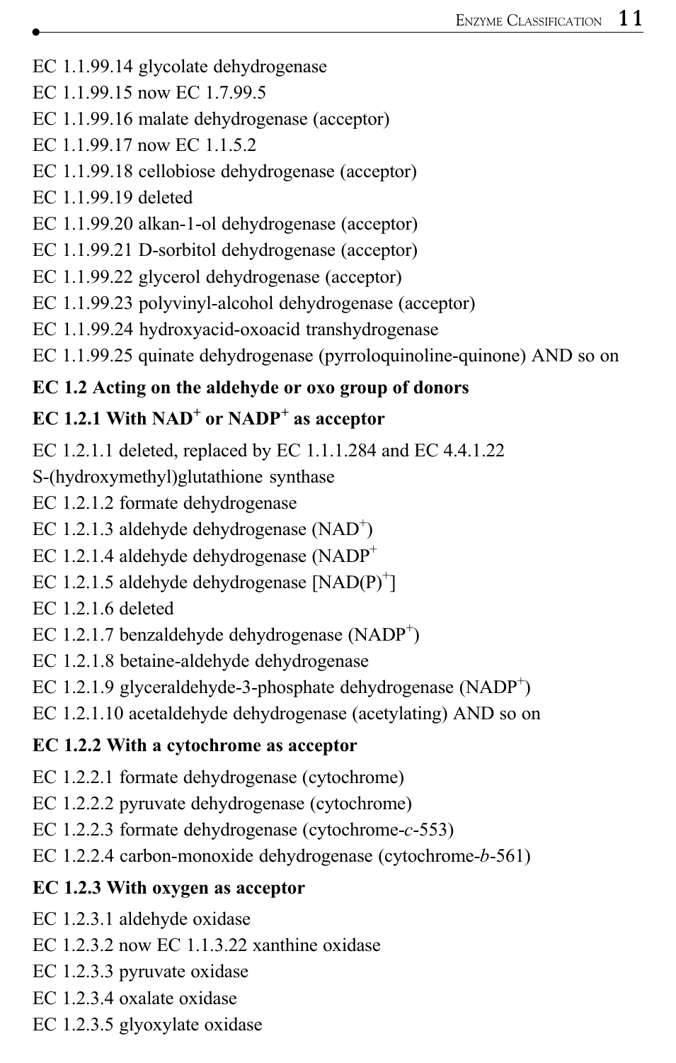EC 1.1.99.14 glycolate dehydrogenase

EC 1.1.99.15 now EC 1.7.99.5

EC 1.1.99.16 malate dehydrogenase (acceptor)

EC 1.1.99.17 now EC 1.1.5.2

EC 1.1.99.18 cellobiose dehydrogenase (acceptor)

EC 1.1.99.19 deleted

EC 1.1.99.20 alkan-1-ol dehydrogenase (acceptor)

EC 1.1.99.21 D-sorbitol dehydrogenase (acceptor)

EC 1.1.99.22 glycerol dehydrogenase (acceptor)

EC 1.1.99.23 polyvinyl-alcohol dehydrogenase (acceptor)

EC 1.1.99.24 hydroxyacid-oxoacid transhydrogenase

EC 1.1.99.25 quinate dehydrogenase (pyrroloquinoline-quinone) AND so on

**EC 1.2 Acting on the aldehyde or oxo group of donors**

**EC 1.2.1 With $NAD^+$ or $NADP^+$ as acceptor**

EC 1.2.1.1 deleted, replaced by EC 1.1.1.284 and EC 4.4.1.22 S-(hydroxymethyl)glutathione synthase

EC 1.2.1.2 formate dehydrogenase

EC 1.2.1.3 aldehyde dehydrogenase ($NAD^+$)

EC 1.2.1.4 aldehyde dehydrogenase ($NADP^+$

EC 1.2.1.5 aldehyde dehydrogenase [$NAD(P)^+$]

EC 1.2.1.6 deleted

EC 1.2.1.7 benzaldehyde dehydrogenase ($NADP^+$)

EC 1.2.1.8 betaine-aldehyde dehydrogenase

EC 1.2.1.9 glyceraldehyde-3-phosphate dehydrogenase ($NADP^+$)

EC 1.2.1.10 acetaldehyde dehydrogenase (acetylating) AND so on

**EC 1.2.2 With a cytochrome as acceptor**

EC 1.2.2.1 formate dehydrogenase (cytochrome)

EC 1.2.2.2 pyruvate dehydrogenase (cytochrome)

EC 1.2.2.3 formate dehydrogenase (cytochrome-*c*-553)

EC 1.2.2.4 carbon-monoxide dehydrogenase (cytochrome-*b*-561)

**EC 1.2.3 With oxygen as acceptor**

EC 1.2.3.1 aldehyde oxidase

EC 1.2.3.2 now EC 1.1.3.22 xanthine oxidase

EC 1.2.3.3 pyruvate oxidase

EC 1.2.3.4 oxalate oxidase

EC 1.2.3.5 glyoxylate oxidase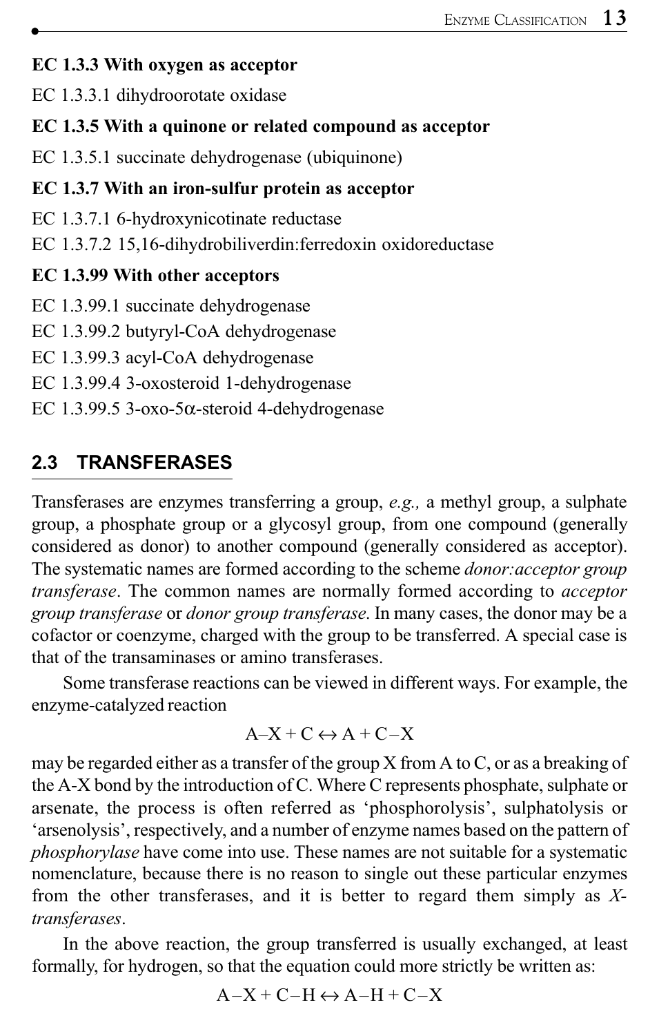**EC 1.3.3 With oxygen as acceptor**

EC 1.3.3.1 dihydroorotate oxidase

**EC 1.3.5 With a quinone or related compound as acceptor**

EC 1.3.5.1 succinate dehydrogenase (ubiquinone)

**EC 1.3.7 With an iron-sulfur protein as acceptor**

EC 1.3.7.1 6-hydroxynicotinate reductase

EC 1.3.7.2 15,16-dihydrobiliverdin:ferredoxin oxidoreductase

**EC 1.3.99 With other acceptors**

EC 1.3.99.1 succinate dehydrogenase

EC 1.3.99.2 butyryl-CoA dehydrogenase

EC 1.3.99.3 acyl-CoA dehydrogenase

EC 1.3.99.4 3-oxosteroid 1-dehydrogenase

EC 1.3.99.5 3-oxo-5α-steroid 4-dehydrogenase

## 2.3 TRANSFERASES

Transferases are enzymes transferring a group, *e.g.,* a methyl group, a sulphate group, a phosphate group or a glycosyl group, from one compound (generally considered as donor) to another compound (generally considered as acceptor). The systematic names are formed according to the scheme *donor:acceptor group transferase*. The common names are normally formed according to *acceptor group transferase* or *donor group transferase*. In many cases, the donor may be a cofactor or coenzyme, charged with the group to be transferred. A special case is that of the transaminases or amino transferases.

Some transferase reactions can be viewed in different ways. For example, the enzyme-catalyzed reaction

$$A\text{–}X + C \leftrightarrow A + C\text{–}X$$

may be regarded either as a transfer of the group X from A to C, or as a breaking of the A-X bond by the introduction of C. Where C represents phosphate, sulphate or arsenate, the process is often referred as 'phosphorolysis', sulphatolysis or 'arsenolysis', respectively, and a number of enzyme names based on the pattern of *phosphorylase* have come into use. These names are not suitable for a systematic nomenclature, because there is no reason to single out these particular enzymes from the other transferases, and it is better to regard them simply as *X-transferases*.

In the above reaction, the group transferred is usually exchanged, at least formally, for hydrogen, so that the equation could more strictly be written as:

$$A\text{–}X + C\text{–}H \leftrightarrow A\text{–}H + C\text{–}X$$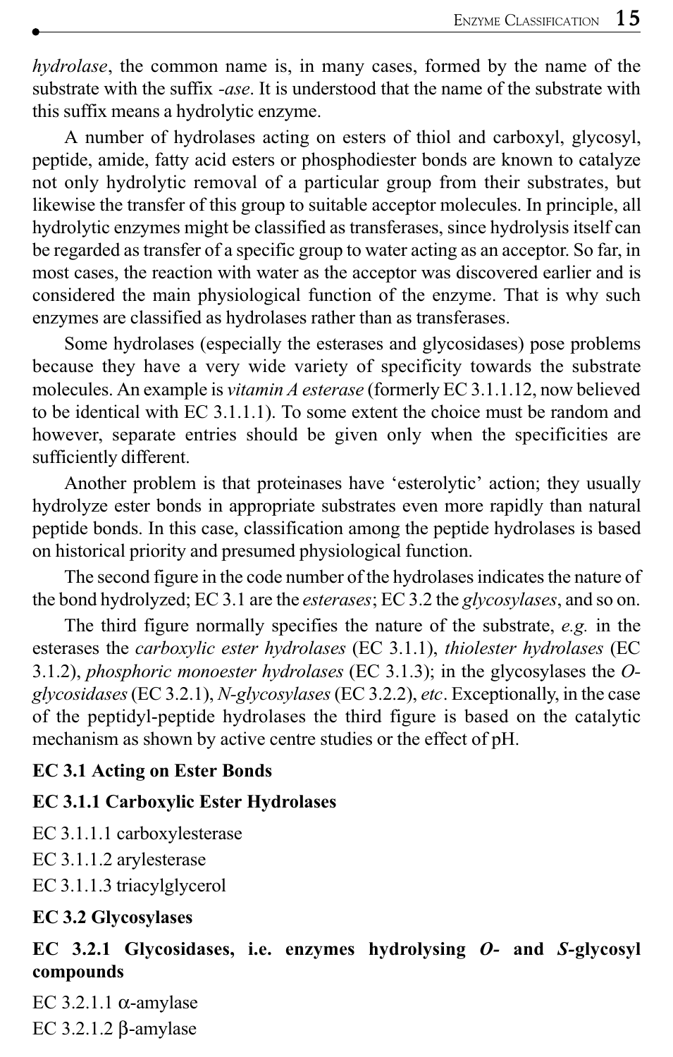*hydrolase*, the common name is, in many cases, formed by the name of the substrate with the suffix *-ase*. It is understood that the name of the substrate with this suffix means a hydrolytic enzyme.

A number of hydrolases acting on esters of thiol and carboxyl, glycosyl, peptide, amide, fatty acid esters or phosphodiester bonds are known to catalyze not only hydrolytic removal of a particular group from their substrates, but likewise the transfer of this group to suitable acceptor molecules. In principle, all hydrolytic enzymes might be classified as transferases, since hydrolysis itself can be regarded as transfer of a specific group to water acting as an acceptor. So far, in most cases, the reaction with water as the acceptor was discovered earlier and is considered the main physiological function of the enzyme. That is why such enzymes are classified as hydrolases rather than as transferases.

Some hydrolases (especially the esterases and glycosidases) pose problems because they have a very wide variety of specificity towards the substrate molecules. An example is *vitamin A esterase* (formerly EC 3.1.1.12, now believed to be identical with EC 3.1.1.1). To some extent the choice must be random and however, separate entries should be given only when the specificities are sufficiently different.

Another problem is that proteinases have 'esterolytic' action; they usually hydrolyze ester bonds in appropriate substrates even more rapidly than natural peptide bonds. In this case, classification among the peptide hydrolases is based on historical priority and presumed physiological function.

The second figure in the code number of the hydrolases indicates the nature of the bond hydrolyzed; EC 3.1 are the *esterases*; EC 3.2 the *glycosylases*, and so on.

The third figure normally specifies the nature of the substrate, *e.g.* in the esterases the *carboxylic ester hydrolases* (EC 3.1.1), *thiolester hydrolases* (EC 3.1.2), *phosphoric monoester hydrolases* (EC 3.1.3); in the glycosylases the *O-glycosidases* (EC 3.2.1), *N-glycosylases* (EC 3.2.2), *etc*. Exceptionally, in the case of the peptidyl-peptide hydrolases the third figure is based on the catalytic mechanism as shown by active centre studies or the effect of pH.

**EC 3.1 Acting on Ester Bonds**

**EC 3.1.1 Carboxylic Ester Hydrolases**

EC 3.1.1.1 carboxylesterase
EC 3.1.1.2 arylesterase
EC 3.1.1.3 triacylglycerol

**EC 3.2 Glycosylases**

**EC 3.2.1 Glycosidases, i.e. enzymes hydrolysing *O*- and *S*-glycosyl compounds**

EC 3.2.1.1 α-amylase
EC 3.2.1.2 β-amylase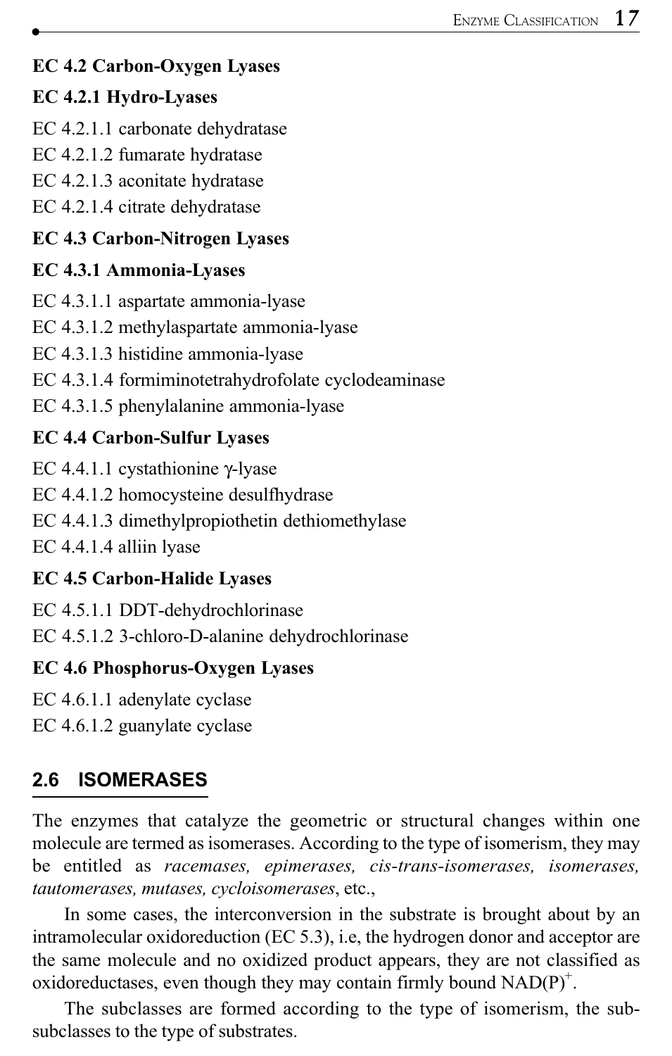**EC 4.2 Carbon-Oxygen Lyases**

**EC 4.2.1 Hydro-Lyases**

EC 4.2.1.1 carbonate dehydratase
EC 4.2.1.2 fumarate hydratase
EC 4.2.1.3 aconitate hydratase
EC 4.2.1.4 citrate dehydratase

**EC 4.3 Carbon-Nitrogen Lyases**

**EC 4.3.1 Ammonia-Lyases**

EC 4.3.1.1 aspartate ammonia-lyase
EC 4.3.1.2 methylaspartate ammonia-lyase
EC 4.3.1.3 histidine ammonia-lyase
EC 4.3.1.4 formiminotetrahydrofolate cyclodeaminase
EC 4.3.1.5 phenylalanine ammonia-lyase

**EC 4.4 Carbon-Sulfur Lyases**

EC 4.4.1.1 cystathionine γ-lyase
EC 4.4.1.2 homocysteine desulfhydrase
EC 4.4.1.3 dimethylpropiothetin dethiomethylase
EC 4.4.1.4 alliin lyase

**EC 4.5 Carbon-Halide Lyases**

EC 4.5.1.1 DDT-dehydrochlorinase
EC 4.5.1.2 3-chloro-D-alanine dehydrochlorinase

**EC 4.6 Phosphorus-Oxygen Lyases**

EC 4.6.1.1 adenylate cyclase
EC 4.6.1.2 guanylate cyclase

## 2.6 ISOMERASES

The enzymes that catalyze the geometric or structural changes within one molecule are termed as isomerases. According to the type of isomerism, they may be entitled as *racemases, epimerases, cis-trans-isomerases, isomerases, tautomerases, mutases, cycloisomerases*, etc.,

In some cases, the interconversion in the substrate is brought about by an intramolecular oxidoreduction (EC 5.3), i.e, the hydrogen donor and acceptor are the same molecule and no oxidized product appears, they are not classified as oxidoreductases, even though they may contain firmly bound $NAD(P)^+$.

The subclasses are formed according to the type of isomerism, the sub-subclasses to the type of substrates.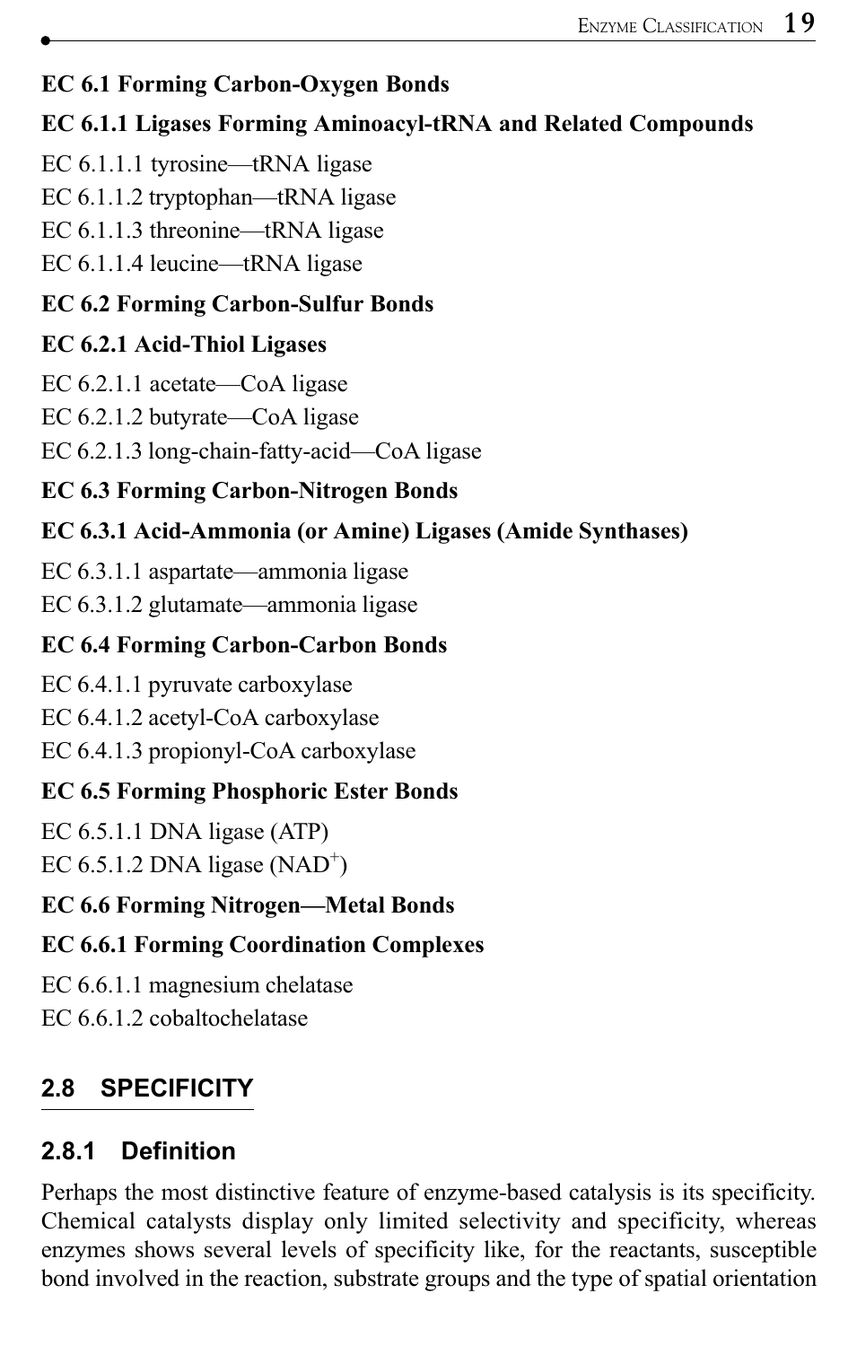**EC 6.1 Forming Carbon-Oxygen Bonds**

**EC 6.1.1 Ligases Forming Aminoacyl-tRNA and Related Compounds**

EC 6.1.1.1 tyrosine—tRNA ligase
EC 6.1.1.2 tryptophan—tRNA ligase
EC 6.1.1.3 threonine—tRNA ligase
EC 6.1.1.4 leucine—tRNA ligase

**EC 6.2 Forming Carbon-Sulfur Bonds**

**EC 6.2.1 Acid-Thiol Ligases**

EC 6.2.1.1 acetate—CoA ligase
EC 6.2.1.2 butyrate—CoA ligase
EC 6.2.1.3 long-chain-fatty-acid—CoA ligase

**EC 6.3 Forming Carbon-Nitrogen Bonds**

**EC 6.3.1 Acid-Ammonia (or Amine) Ligases (Amide Synthases)**

EC 6.3.1.1 aspartate—ammonia ligase
EC 6.3.1.2 glutamate—ammonia ligase

**EC 6.4 Forming Carbon-Carbon Bonds**

EC 6.4.1.1 pyruvate carboxylase
EC 6.4.1.2 acetyl-CoA carboxylase
EC 6.4.1.3 propionyl-CoA carboxylase

**EC 6.5 Forming Phosphoric Ester Bonds**

EC 6.5.1.1 DNA ligase (ATP)
EC 6.5.1.2 DNA ligase ($NAD^+$)

**EC 6.6 Forming Nitrogen—Metal Bonds**

**EC 6.6.1 Forming Coordination Complexes**

EC 6.6.1.1 magnesium chelatase
EC 6.6.1.2 cobaltochelatase

## 2.8 SPECIFICITY

### 2.8.1 Definition

Perhaps the most distinctive feature of enzyme-based catalysis is its specificity. Chemical catalysts display only limited selectivity and specificity, whereas enzymes shows several levels of specificity like, for the reactants, susceptible bond involved in the reaction, substrate groups and the type of spatial orientation